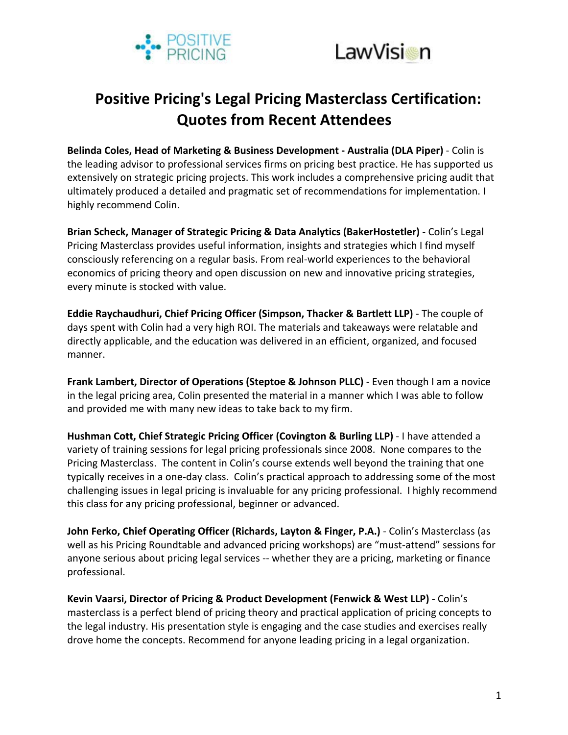# Positive Pricing's Legal Pricing Masterclass Certification: Quotes from Recent Attendees

**Belinda Coles, Head of Marketing & Business Development - Australia (DLA Piper)** - Colin is the leading advisor to professional services firms on pricing best practice. He has supported us extensively on strategic pricing projects. This work includes a comprehensive pricing audit that ultimately produced a detailed and pragmatic set of recommendations for implementation. I highly recommend Colin.

**Brian Scheck, Manager of Strategic Pricing & Data Analytics (BakerHostetler)** - Colin's Legal Pricing Masterclass provides useful information, insights and strategies which I find myself consciously referencing on a regular basis. From real-world experiences to the behavioral economics of pricing theory and open discussion on new and innovative pricing strategies, every minute is stocked with value.

**Eddie Raychaudhuri, Chief Pricing Officer (Simpson, Thacker & Bartlett LLP)** - The couple of days spent with Colin had a very high ROI. The materials and takeaways were relatable and directly applicable, and the education was delivered in an efficient, organized, and focused manner.

**Frank Lambert, Director of Operations (Steptoe & Johnson PLLC)** - Even though I am a novice in the legal pricing area, Colin presented the material in a manner which I was able to follow and provided me with many new ideas to take back to my firm.

**Hushman Cott, Chief Strategic Pricing Officer (Covington & Burling LLP)** - I have attended a variety of training sessions for legal pricing professionals since 2008. None compares to the Pricing Masterclass. The content in Colin's course extends well beyond the training that one typically receives in a one-day class. Colin's practical approach to addressing some of the most challenging issues in legal pricing is invaluable for any pricing professional. I highly recommend this class for any pricing professional, beginner or advanced.

**John Ferko, Chief Operating Officer (Richards, Layton & Finger, P.A.)** - Colin's Masterclass (as well as his Pricing Roundtable and advanced pricing workshops) are "must-attend" sessions for anyone serious about pricing legal services -- whether they are a pricing, marketing or finance professional.

**Kevin Vaarsi, Director of Pricing & Product Development (Fenwick & West LLP)** - Colin's masterclass is a perfect blend of pricing theory and practical application of pricing concepts to the legal industry. His presentation style is engaging and the case studies and exercises really drove home the concepts. Recommend for anyone leading pricing in a legal organization.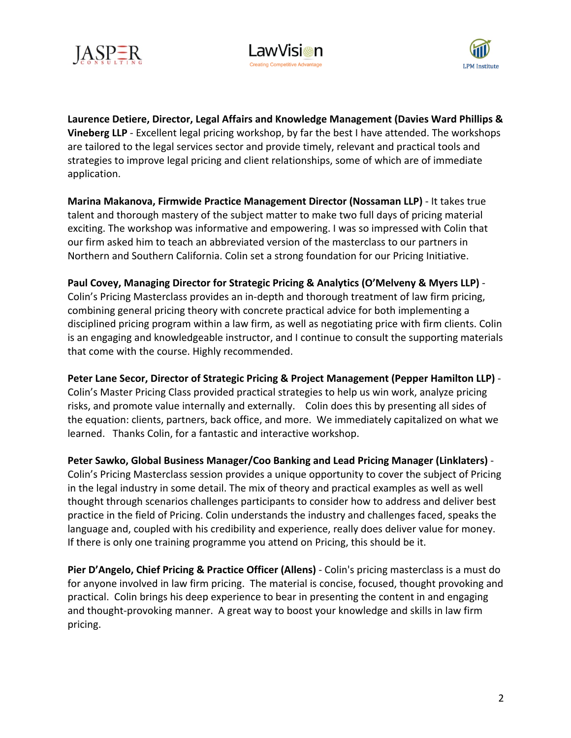**Laurence Detiere, Director, Legal Affairs and Knowledge Management (Davies Ward Phillips & Vineberg LLP** - Excellent legal pricing workshop, by far the best I have attended. The workshops are tailored to the legal services sector and provide timely, relevant and practical tools and strategies to improve legal pricing and client relationships, some of which are of immediate application.

**Marina Makanova, Firmwide Practice Management Director (Nossaman LLP)** - It takes true talent and thorough mastery of the subject matter to make two full days of pricing material exciting. The workshop was informative and empowering. I was so impressed with Colin that our firm asked him to teach an abbreviated version of the masterclass to our partners in Northern and Southern California. Colin set a strong foundation for our Pricing Initiative.

**Paul Covey, Managing Director for Strategic Pricing & Analytics (O'Melveny & Myers LLP)** - Colin's Pricing Masterclass provides an in-depth and thorough treatment of law firm pricing, combining general pricing theory with concrete practical advice for both implementing a disciplined pricing program within a law firm, as well as negotiating price with firm clients. Colin is an engaging and knowledgeable instructor, and I continue to consult the supporting materials that come with the course. Highly recommended.

**Peter Lane Secor, Director of Strategic Pricing & Project Management (Pepper Hamilton LLP)** - Colin's Master Pricing Class provided practical strategies to help us win work, analyze pricing risks, and promote value internally and externally. Colin does this by presenting all sides of the equation: clients, partners, back office, and more. We immediately capitalized on what we learned. Thanks Colin, for a fantastic and interactive workshop.

**Peter Sawko, Global Business Manager/Coo Banking and Lead Pricing Manager (Linklaters)** - Colin's Pricing Masterclass session provides a unique opportunity to cover the subject of Pricing in the legal industry in some detail. The mix of theory and practical examples as well as well thought through scenarios challenges participants to consider how to address and deliver best practice in the field of Pricing. Colin understands the industry and challenges faced, speaks the language and, coupled with his credibility and experience, really does deliver value for money. If there is only one training programme you attend on Pricing, this should be it.

**Pier D'Angelo, Chief Pricing & Practice Officer (Allens)** - Colin's pricing masterclass is a must do for anyone involved in law firm pricing. The material is concise, focused, thought provoking and practical. Colin brings his deep experience to bear in presenting the content in and engaging and thought-provoking manner. A great way to boost your knowledge and skills in law firm pricing.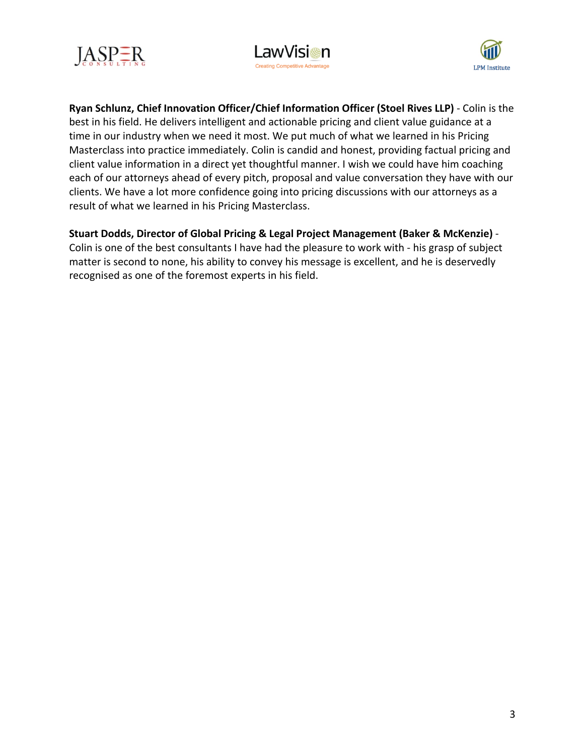**Ryan Schlunz, Chief Innovation Officer/Chief Information Officer (Stoel Rives LLP)** - Colin is the best in his field. He delivers intelligent and actionable pricing and client value guidance at a time in our industry when we need it most. We put much of what we learned in his Pricing Masterclass into practice immediately. Colin is candid and honest, providing factual pricing and client value information in a direct yet thoughtful manner. I wish we could have him coaching each of our attorneys ahead of every pitch, proposal and value conversation they have with our clients. We have a lot more confidence going into pricing discussions with our attorneys as a result of what we learned in his Pricing Masterclass.

**Stuart Dodds, Director of Global Pricing & Legal Project Management (Baker & McKenzie)** - Colin is one of the best consultants I have had the pleasure to work with - his grasp of subject matter is second to none, his ability to convey his message is excellent, and he is deservedly recognised as one of the foremost experts in his field.